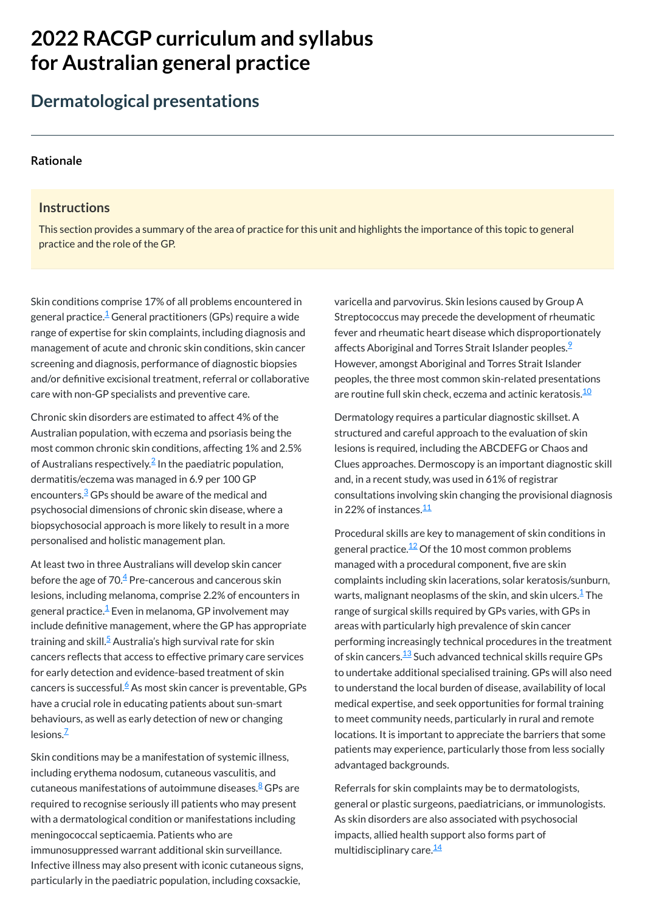# 2022 RACGP curriculum and syllabus for Australian general practice

## Dermatological presentations

### Rationale

#### Instructions

This section provides a summary of the area of practice for this unit and highlights the importance of this topic to general practice and the role of the GP.

Skin conditions comprise 17% of all problems encountered in general practice.[1] General practitioners (GPs) require a wide range of expertise for skin complaints, including diagnosis and management of acute and chronic skin conditions, skin cancer screening and diagnosis, performance of diagnostic biopsies and/or definitive excisional treatment, referral or collaborative care with non-GP specialists and preventive care.

Chronic skin disorders are estimated to affect 4% of the Australian population, with eczema and psoriasis being the most common chronic skin conditions, affecting 1% and 2.5% of Australians respectively.[2] In the paediatric population, dermatitis/eczema was managed in 6.9 per 100 GP encounters.[3] GPs should be aware of the medical and psychosocial dimensions of chronic skin disease, where a biopsychosocial approach is more likely to result in a more personalised and holistic management plan.

At least two in three Australians will develop skin cancer before the age of 70.[4] Pre-cancerous and cancerous skin lesions, including melanoma, comprise 2.2% of encounters in general practice.[1] Even in melanoma, GP involvement may include definitive management, where the GP has appropriate training and skill.[5] Australia's high survival rate for skin cancers reflects that access to effective primary care services for early detection and evidence-based treatment of skin cancers is successful.[6] As most skin cancer is preventable, GPs have a crucial role in educating patients about sun-smart behaviours, as well as early detection of new or changing lesions.[7]

Skin conditions may be a manifestation of systemic illness, including erythema nodosum, cutaneous vasculitis, and cutaneous manifestations of autoimmune diseases.[8] GPs are required to recognise seriously ill patients who may present with a dermatological condition or manifestations including meningococcal septicaemia. Patients who are immunosuppressed warrant additional skin surveillance. Infective illness may also present with iconic cutaneous signs, particularly in the paediatric population, including coxsackie, varicella and parvovirus. Skin lesions caused by Group A Streptococcus may precede the development of rheumatic fever and rheumatic heart disease which disproportionately affects Aboriginal and Torres Strait Islander peoples.[9] However, amongst Aboriginal and Torres Strait Islander peoples, the three most common skin-related presentations are routine full skin check, eczema and actinic keratosis.[10]

Dermatology requires a particular diagnostic skillset. A structured and careful approach to the evaluation of skin lesions is required, including the ABCDEFG or Chaos and Clues approaches. Dermoscopy is an important diagnostic skill and, in a recent study, was used in 61% of registrar consultations involving skin changing the provisional diagnosis in 22% of instances.[11]

Procedural skills are key to management of skin conditions in general practice.[12] Of the 10 most common problems managed with a procedural component, five are skin complaints including skin lacerations, solar keratosis/sunburn, warts, malignant neoplasms of the skin, and skin ulcers.[1] The range of surgical skills required by GPs varies, with GPs in areas with particularly high prevalence of skin cancer performing increasingly technical procedures in the treatment of skin cancers.[13] Such advanced technical skills require GPs to undertake additional specialised training. GPs will also need to understand the local burden of disease, availability of local medical expertise, and seek opportunities for formal training to meet community needs, particularly in rural and remote locations. It is important to appreciate the barriers that some patients may experience, particularly those from less socially advantaged backgrounds.

Referrals for skin complaints may be to dermatologists, general or plastic surgeons, paediatricians, or immunologists. As skin disorders are also associated with psychosocial impacts, allied health support also forms part of multidisciplinary care.[14]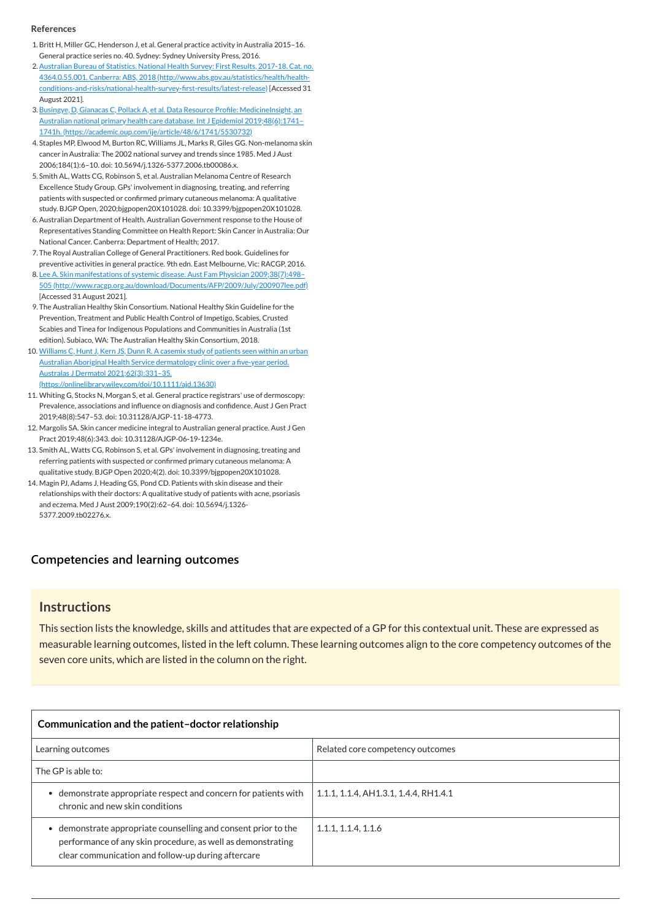**References**

1. Britt H, Miller GC, Henderson J, et al. General practice activity in Australia 2015–16. General practice series no. 40. Sydney: Sydney University Press, 2016.
2. Australian Bureau of Statistics. National Health Survey: First Results, 2017-18. Cat. no. 4364.0.55.001. Canberra: ABS, 2018 (http://www.abs.gov.au/statistics/health/health-conditions-and-risks/national-health-survey-first-results/latest-release) [Accessed 31 August 2021].
3. Busingye, D, Gianacas C, Pollack A, et al. Data Resource Profile: MedicineInsight, an Australian national primary health care database. Int J Epidemiol 2019;48(6):1741–1741h. (https://academic.oup.com/ije/article/48/6/1741/5530732)
4. Staples MP, Elwood M, Burton RC, Williams JL, Marks R, Giles GG. Non-melanoma skin cancer in Australia: The 2002 national survey and trends since 1985. Med J Aust 2006;184(1):6–10. doi: 10.5694/j.1326-5377.2006.tb00086.x.
5. Smith AL, Watts CG, Robinson S, et al. Australian Melanoma Centre of Research Excellence Study Group. GPs' involvement in diagnosing, treating, and referring patients with suspected or confirmed primary cutaneous melanoma: A qualitative study. BJGP Open, 2020;bjgpopen20X101028. doi: 10.3399/bjgpopen20X101028.
6. Australian Department of Health. Australian Government response to the House of Representatives Standing Committee on Health Report: Skin Cancer in Australia: Our National Cancer. Canberra: Department of Health; 2017.
7. The Royal Australian College of General Practitioners. Red book. Guidelines for preventive activities in general practice. 9th edn. East Melbourne, Vic: RACGP, 2016.
8. Lee A. Skin manifestations of systemic disease. Aust Fam Physician 2009;38(7):498–505 (http://www.racgp.org.au/download/Documents/AFP/2009/July/200907lee.pdf) [Accessed 31 August 2021].
9. The Australian Healthy Skin Consortium. National Healthy Skin Guideline for the Prevention, Treatment and Public Health Control of Impetigo, Scabies, Crusted Scabies and Tinea for Indigenous Populations and Communities in Australia (1st edition). Subiaco, WA: The Australian Healthy Skin Consortium, 2018.
10. Williams C, Hunt J, Kern JS, Dunn R. A casemix study of patients seen within an urban Australian Aboriginal Health Service dermatology clinic over a five-year period. Australas J Dermatol 2021;62(3):331–35. (https://onlinelibrary.wiley.com/doi/10.1111/ajd.13630)
11. Whiting G, Stocks N, Morgan S, et al. General practice registrars' use of dermoscopy: Prevalence, associations and influence on diagnosis and confidence. Aust J Gen Pract 2019;48(8):547–53. doi: 10.31128/AJGP-11-18-4773.
12. Margolis SA. Skin cancer medicine integral to Australian general practice. Aust J Gen Pract 2019;48(6):343. doi: 10.31128/AJGP-06-19-1234e.
13. Smith AL, Watts CG, Robinson S, et al. GPs' involvement in diagnosing, treating and referring patients with suspected or confirmed primary cutaneous melanoma: A qualitative study. BJGP Open 2020;4(2). doi: 10.3399/bjgpopen20X101028.
14. Magin PJ, Adams J, Heading GS, Pond CD. Patients with skin disease and their relationships with their doctors: A qualitative study of patients with acne, psoriasis and eczema. Med J Aust 2009;190(2):62–64. doi: 10.5694/j.1326-5377.2009.tb02276.x.

## Competencies and learning outcomes

### Instructions

This section lists the knowledge, skills and attitudes that are expected of a GP for this contextual unit. These are expressed as measurable learning outcomes, listed in the left column. These learning outcomes align to the core competency outcomes of the seven core units, which are listed in the column on the right.

| **Communication and the patient–doctor relationship** | |
|---|---|
| Learning outcomes | Related core competency outcomes |
| The GP is able to: | |
| • demonstrate appropriate respect and concern for patients with chronic and new skin conditions | 1.1.1, 1.1.4, AH1.3.1, 1.4.4, RH1.4.1 |
| • demonstrate appropriate counselling and consent prior to the performance of any skin procedure, as well as demonstrating clear communication and follow-up during aftercare | 1.1.1, 1.1.4, 1.1.6 |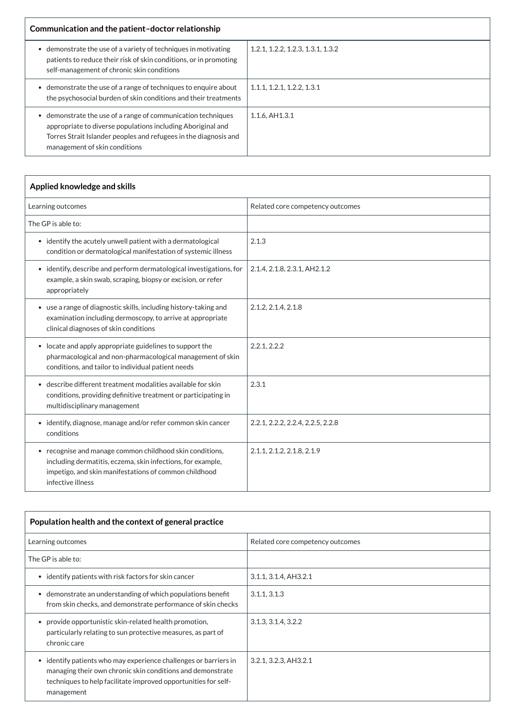| Communication and the patient–doctor relationship | |
|---|---|
| • demonstrate the use of a variety of techniques in motivating patients to reduce their risk of skin conditions, or in promoting self-management of chronic skin conditions | 1.2.1, 1.2.2, 1.2.3, 1.3.1, 1.3.2 |
| • demonstrate the use of a range of techniques to enquire about the psychosocial burden of skin conditions and their treatments | 1.1.1, 1.2.1, 1.2.2, 1.3.1 |
| • demonstrate the use of a range of communication techniques appropriate to diverse populations including Aboriginal and Torres Strait Islander peoples and refugees in the diagnosis and management of skin conditions | 1.1.6, AH1.3.1 |

| Applied knowledge and skills | |
|---|---|
| Learning outcomes | Related core competency outcomes |
| The GP is able to: | |
| • identify the acutely unwell patient with a dermatological condition or dermatological manifestation of systemic illness | 2.1.3 |
| • identify, describe and perform dermatological investigations, for example, a skin swab, scraping, biopsy or excision, or refer appropriately | 2.1.4, 2.1.8, 2.3.1, AH2.1.2 |
| • use a range of diagnostic skills, including history-taking and examination including dermoscopy, to arrive at appropriate clinical diagnoses of skin conditions | 2.1.2, 2.1.4, 2.1.8 |
| • locate and apply appropriate guidelines to support the pharmacological and non-pharmacological management of skin conditions, and tailor to individual patient needs | 2.2.1, 2.2.2 |
| • describe different treatment modalities available for skin conditions, providing definitive treatment or participating in multidisciplinary management | 2.3.1 |
| • identify, diagnose, manage and/or refer common skin cancer conditions | 2.2.1, 2.2.2, 2.2.4, 2.2.5, 2.2.8 |
| • recognise and manage common childhood skin conditions, including dermatitis, eczema, skin infections, for example, impetigo, and skin manifestations of common childhood infective illness | 2.1.1, 2.1.2, 2.1.8, 2.1.9 |

| Population health and the context of general practice | |
|---|---|
| Learning outcomes | Related core competency outcomes |
| The GP is able to: | |
| • identify patients with risk factors for skin cancer | 3.1.1, 3.1.4, AH3.2.1 |
| • demonstrate an understanding of which populations benefit from skin checks, and demonstrate performance of skin checks | 3.1.1, 3.1.3 |
| • provide opportunistic skin-related health promotion, particularly relating to sun protective measures, as part of chronic care | 3.1.3, 3.1.4, 3.2.2 |
| • identify patients who may experience challenges or barriers in managing their own chronic skin conditions and demonstrate techniques to help facilitate improved opportunities for self-management | 3.2.1, 3.2.3, AH3.2.1 |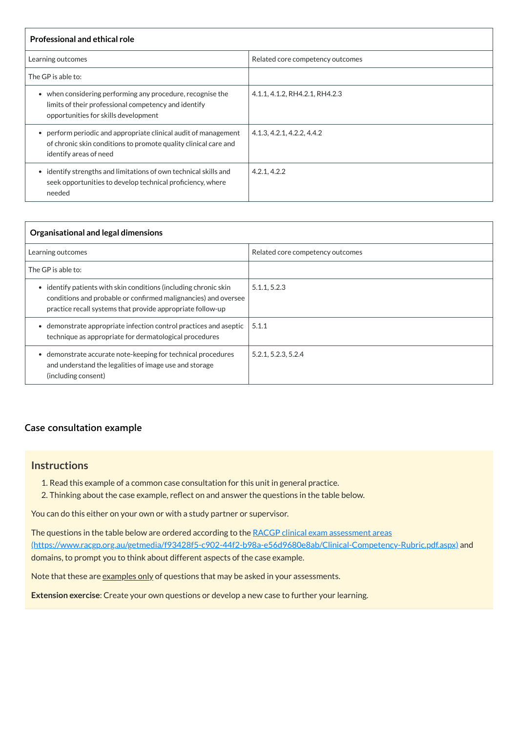| Professional and ethical role | |
|---|---|
| Learning outcomes | Related core competency outcomes |
| The GP is able to: | |
| • when considering performing any procedure, recognise the limits of their professional competency and identify opportunities for skills development | 4.1.1, 4.1.2, RH4.2.1, RH4.2.3 |
| • perform periodic and appropriate clinical audit of management of chronic skin conditions to promote quality clinical care and identify areas of need | 4.1.3, 4.2.1, 4.2.2, 4.4.2 |
| • identify strengths and limitations of own technical skills and seek opportunities to develop technical proficiency, where needed | 4.2.1, 4.2.2 |

| Organisational and legal dimensions | |
|---|---|
| Learning outcomes | Related core competency outcomes |
| The GP is able to: | |
| • identify patients with skin conditions (including chronic skin conditions and probable or confirmed malignancies) and oversee practice recall systems that provide appropriate follow-up | 5.1.1, 5.2.3 |
| • demonstrate appropriate infection control practices and aseptic technique as appropriate for dermatological procedures | 5.1.1 |
| • demonstrate accurate note-keeping for technical procedures and understand the legalities of image use and storage (including consent) | 5.2.1, 5.2.3, 5.2.4 |

### Case consultation example

## Instructions

1. Read this example of a common case consultation for this unit in general practice.
2. Thinking about the case example, reflect on and answer the questions in the table below.

You can do this either on your own or with a study partner or supervisor.

The questions in the table below are ordered according to the [RACGP clinical exam assessment areas (https://www.racgp.org.au/getmedia/f93428f5-c902-44f2-b98a-e56d9680e8ab/Clinical-Competency-Rubric.pdf.aspx)](https://www.racgp.org.au/getmedia/f93428f5-c902-44f2-b98a-e56d9680e8ab/Clinical-Competency-Rubric.pdf.aspx) and domains, to prompt you to think about different aspects of the case example.

Note that these are examples only of questions that may be asked in your assessments.

**Extension exercise**: Create your own questions or develop a new case to further your learning.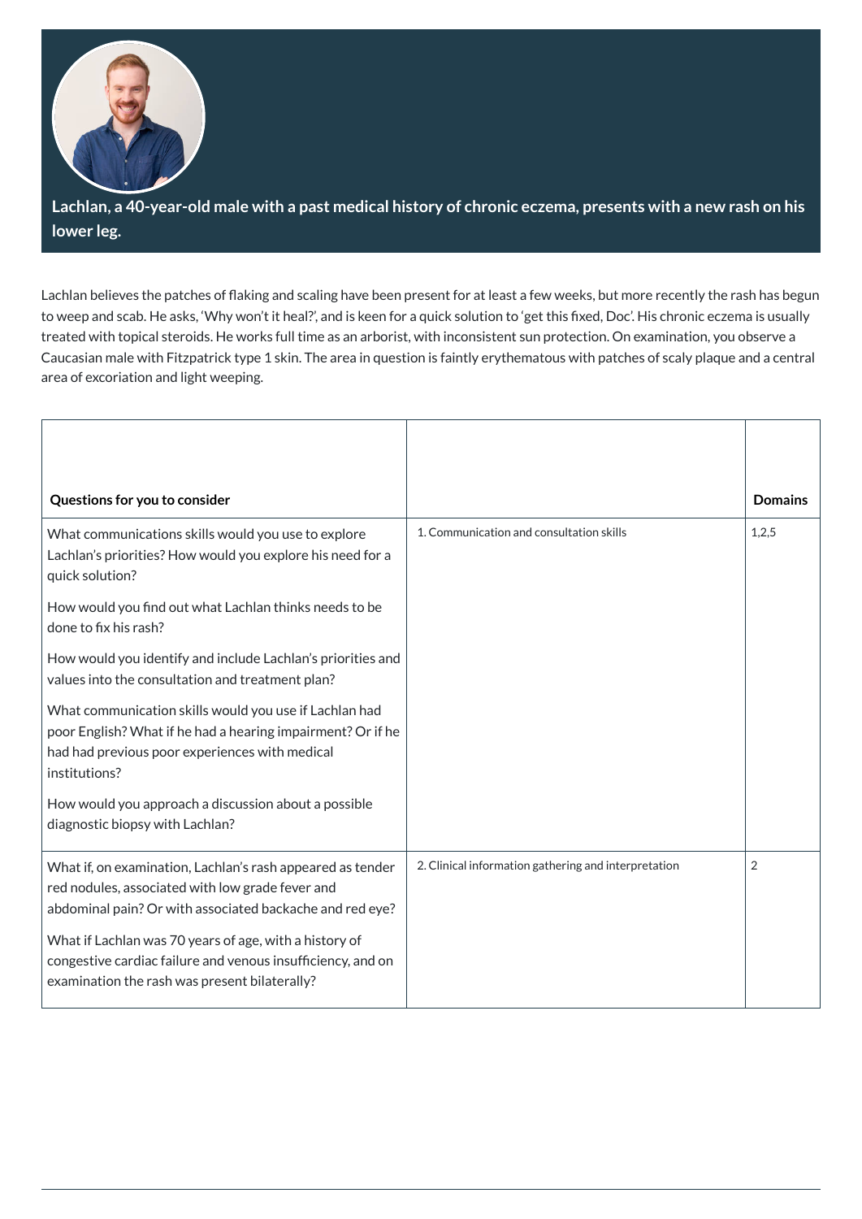**Lachlan, a 40-year-old male with a past medical history of chronic eczema, presents with a new rash on his lower leg.**

Lachlan believes the patches of flaking and scaling have been present for at least a few weeks, but more recently the rash has begun to weep and scab. He asks, 'Why won't it heal?', and is keen for a quick solution to 'get this fixed, Doc'. His chronic eczema is usually treated with topical steroids. He works full time as an arborist, with inconsistent sun protection. On examination, you observe a Caucasian male with Fitzpatrick type 1 skin. The area in question is faintly erythematous with patches of scaly plaque and a central area of excoriation and light weeping.

| Questions for you to consider | | Domains |
|---|---|---|
| What communications skills would you use to explore Lachlan's priorities? How would you explore his need for a quick solution?<br><br>How would you find out what Lachlan thinks needs to be done to fix his rash?<br><br>How would you identify and include Lachlan's priorities and values into the consultation and treatment plan?<br><br>What communication skills would you use if Lachlan had poor English? What if he had a hearing impairment? Or if he had had previous poor experiences with medical institutions?<br><br>How would you approach a discussion about a possible diagnostic biopsy with Lachlan? | 1. Communication and consultation skills | 1,2,5 |
| What if, on examination, Lachlan's rash appeared as tender red nodules, associated with low grade fever and abdominal pain? Or with associated backache and red eye?<br><br>What if Lachlan was 70 years of age, with a history of congestive cardiac failure and venous insufficiency, and on examination the rash was present bilaterally? | 2. Clinical information gathering and interpretation | 2 |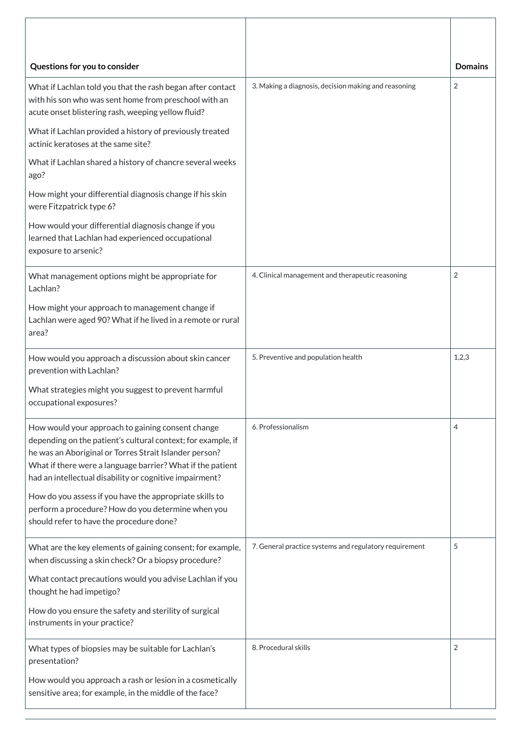| Questions for you to consider | | Domains |
|---|---|---|
| What if Lachlan told you that the rash began after contact with his son who was sent home from preschool with an acute onset blistering rash, weeping yellow fluid?<br><br>What if Lachlan provided a history of previously treated actinic keratoses at the same site?<br><br>What if Lachlan shared a history of chancre several weeks ago?<br><br>How might your differential diagnosis change if his skin were Fitzpatrick type 6?<br><br>How would your differential diagnosis change if you learned that Lachlan had experienced occupational exposure to arsenic? | 3. Making a diagnosis, decision making and reasoning | 2 |
| What management options might be appropriate for Lachlan?<br><br>How might your approach to management change if Lachlan were aged 90? What if he lived in a remote or rural area? | 4. Clinical management and therapeutic reasoning | 2 |
| How would you approach a discussion about skin cancer prevention with Lachlan?<br><br>What strategies might you suggest to prevent harmful occupational exposures? | 5. Preventive and population health | 1,2,3 |
| How would your approach to gaining consent change depending on the patient's cultural context; for example, if he was an Aboriginal or Torres Strait Islander person? What if there were a language barrier? What if the patient had an intellectual disability or cognitive impairment?<br><br>How do you assess if you have the appropriate skills to perform a procedure? How do you determine when you should refer to have the procedure done? | 6. Professionalism | 4 |
| What are the key elements of gaining consent; for example, when discussing a skin check? Or a biopsy procedure?<br><br>What contact precautions would you advise Lachlan if you thought he had impetigo?<br><br>How do you ensure the safety and sterility of surgical instruments in your practice? | 7. General practice systems and regulatory requirement | 5 |
| What types of biopsies may be suitable for Lachlan's presentation?<br><br>How would you approach a rash or lesion in a cosmetically sensitive area; for example, in the middle of the face? | 8. Procedural skills | 2 |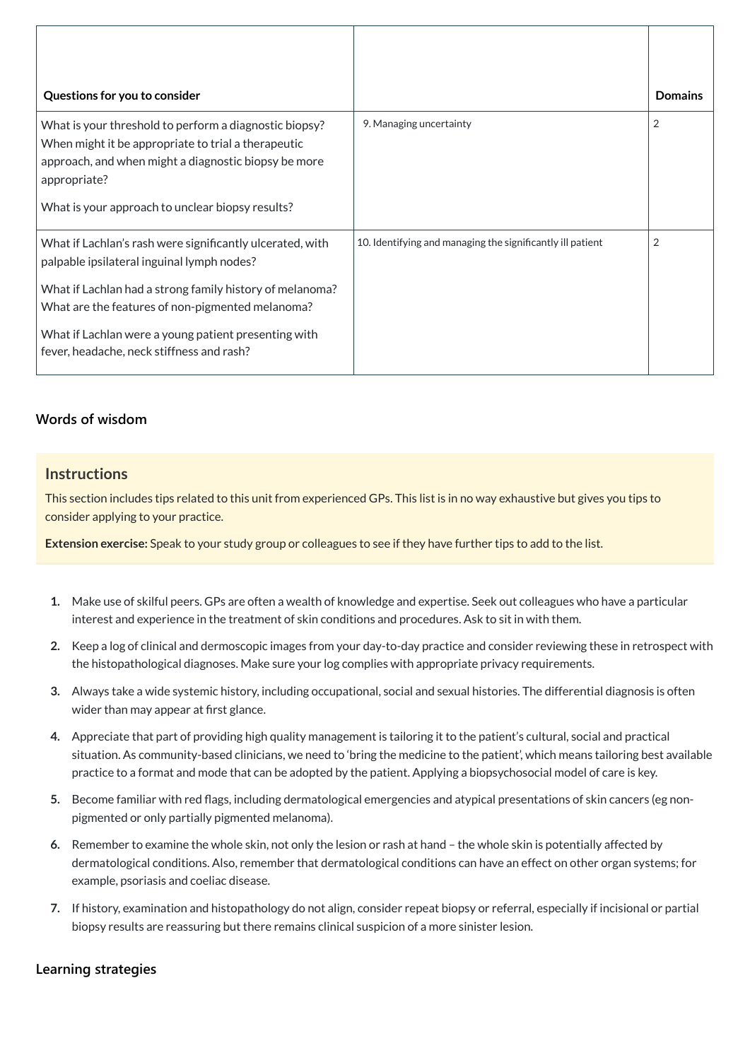| Questions for you to consider | | Domains |
|---|---|---|
| What is your threshold to perform a diagnostic biopsy? When might it be appropriate to trial a therapeutic approach, and when might a diagnostic biopsy be more appropriate?<br><br>What is your approach to unclear biopsy results? | 9. Managing uncertainty | 2 |
| What if Lachlan's rash were significantly ulcerated, with palpable ipsilateral inguinal lymph nodes?<br><br>What if Lachlan had a strong family history of melanoma? What are the features of non-pigmented melanoma?<br><br>What if Lachlan were a young patient presenting with fever, headache, neck stiffness and rash? | 10. Identifying and managing the significantly ill patient | 2 |

## Words of wisdom

### Instructions

This section includes tips related to this unit from experienced GPs. This list is in no way exhaustive but gives you tips to consider applying to your practice.

**Extension exercise:** Speak to your study group or colleagues to see if they have further tips to add to the list.

1. Make use of skilful peers. GPs are often a wealth of knowledge and expertise. Seek out colleagues who have a particular interest and experience in the treatment of skin conditions and procedures. Ask to sit in with them.
2. Keep a log of clinical and dermoscopic images from your day-to-day practice and consider reviewing these in retrospect with the histopathological diagnoses. Make sure your log complies with appropriate privacy requirements.
3. Always take a wide systemic history, including occupational, social and sexual histories. The differential diagnosis is often wider than may appear at first glance.
4. Appreciate that part of providing high quality management is tailoring it to the patient's cultural, social and practical situation. As community-based clinicians, we need to 'bring the medicine to the patient', which means tailoring best available practice to a format and mode that can be adopted by the patient. Applying a biopsychosocial model of care is key.
5. Become familiar with red flags, including dermatological emergencies and atypical presentations of skin cancers (eg non-pigmented or only partially pigmented melanoma).
6. Remember to examine the whole skin, not only the lesion or rash at hand – the whole skin is potentially affected by dermatological conditions. Also, remember that dermatological conditions can have an effect on other organ systems; for example, psoriasis and coeliac disease.
7. If history, examination and histopathology do not align, consider repeat biopsy or referral, especially if incisional or partial biopsy results are reassuring but there remains clinical suspicion of a more sinister lesion.

## Learning strategies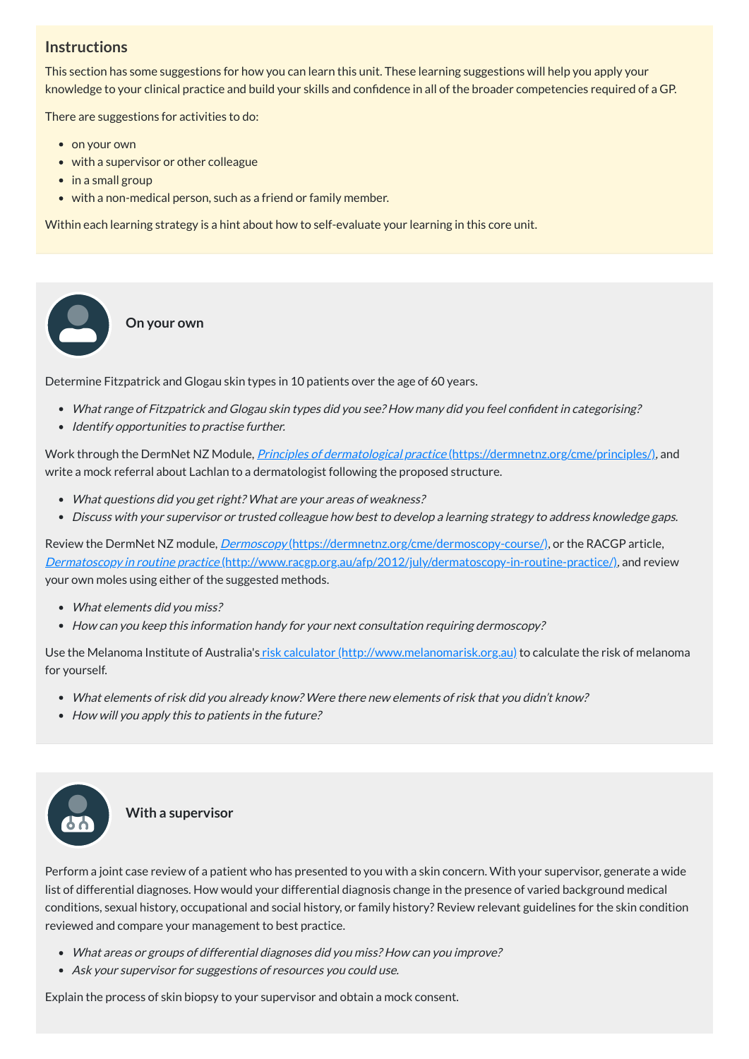## Instructions

This section has some suggestions for how you can learn this unit. These learning suggestions will help you apply your knowledge to your clinical practice and build your skills and confidence in all of the broader competencies required of a GP.

There are suggestions for activities to do:

- on your own
- with a supervisor or other colleague
- in a small group
- with a non-medical person, such as a friend or family member.

Within each learning strategy is a hint about how to self-evaluate your learning in this core unit.

## On your own

Determine Fitzpatrick and Glogau skin types in 10 patients over the age of 60 years.

- *What range of Fitzpatrick and Glogau skin types did you see? How many did you feel confident in categorising?*
- *Identify opportunities to practise further.*

Work through the DermNet NZ Module, [*Principles of dermatological practice*](https://dermnetnz.org/cme/principles/) (https://dermnetnz.org/cme/principles/), and write a mock referral about Lachlan to a dermatologist following the proposed structure.

- *What questions did you get right? What are your areas of weakness?*
- *Discuss with your supervisor or trusted colleague how best to develop a learning strategy to address knowledge gaps.*

Review the DermNet NZ module, [*Dermoscopy*](https://dermnetnz.org/cme/dermoscopy-course/) (https://dermnetnz.org/cme/dermoscopy-course/), or the RACGP article, [*Dermatoscopy in routine practice*](http://www.racgp.org.au/afp/2012/july/dermatoscopy-in-routine-practice/) (http://www.racgp.org.au/afp/2012/july/dermatoscopy-in-routine-practice/), and review your own moles using either of the suggested methods.

- *What elements did you miss?*
- *How can you keep this information handy for your next consultation requiring dermoscopy?*

Use the Melanoma Institute of Australia's [risk calculator](http://www.melanomarisk.org.au) (http://www.melanomarisk.org.au) to calculate the risk of melanoma for yourself.

- *What elements of risk did you already know? Were there new elements of risk that you didn't know?*
- *How will you apply this to patients in the future?*

## With a supervisor

Perform a joint case review of a patient who has presented to you with a skin concern. With your supervisor, generate a wide list of differential diagnoses. How would your differential diagnosis change in the presence of varied background medical conditions, sexual history, occupational and social history, or family history? Review relevant guidelines for the skin condition reviewed and compare your management to best practice.

- *What areas or groups of differential diagnoses did you miss? How can you improve?*
- *Ask your supervisor for suggestions of resources you could use.*

Explain the process of skin biopsy to your supervisor and obtain a mock consent.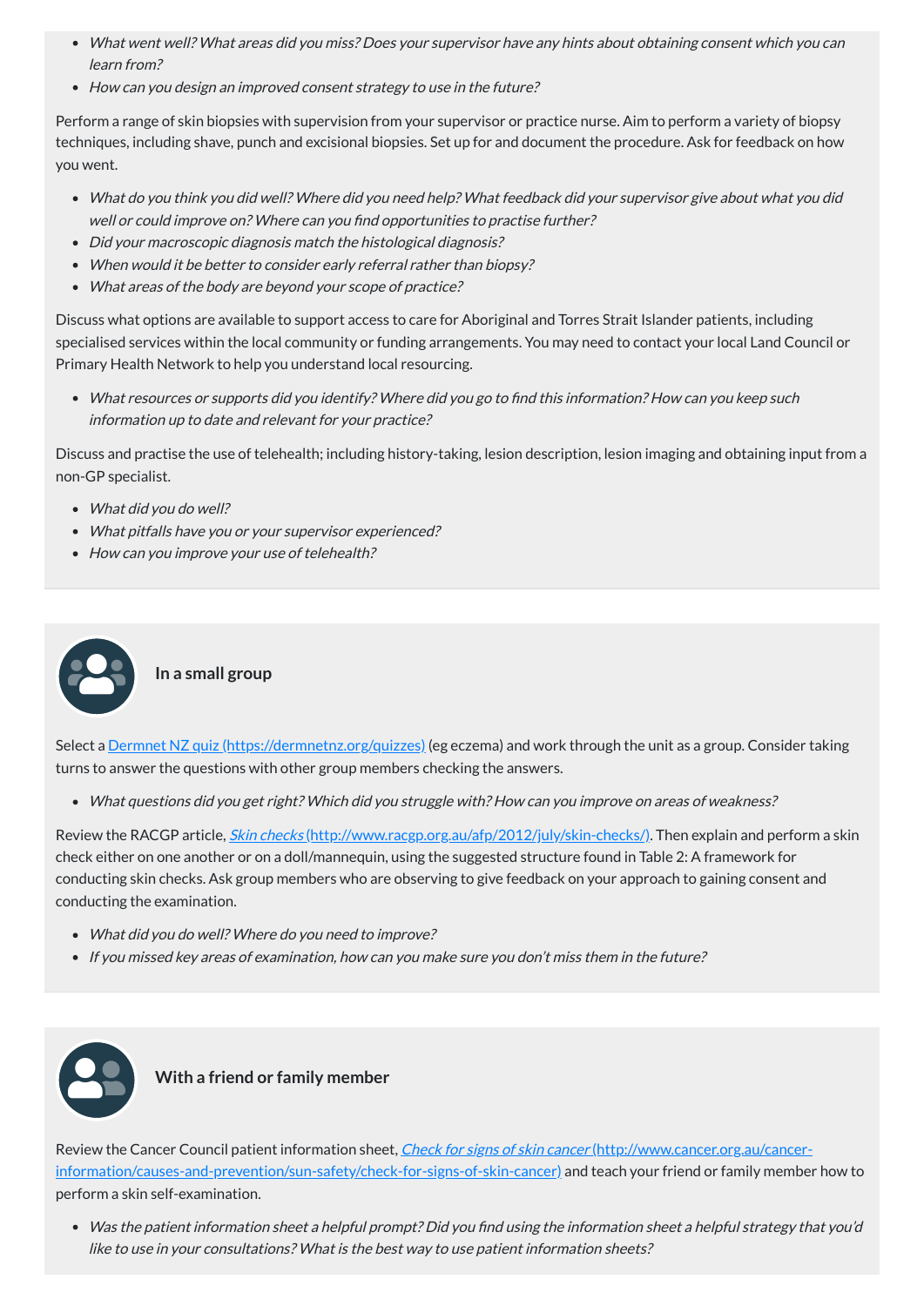- *What went well? What areas did you miss? Does your supervisor have any hints about obtaining consent which you can learn from?*
- *How can you design an improved consent strategy to use in the future?*

Perform a range of skin biopsies with supervision from your supervisor or practice nurse. Aim to perform a variety of biopsy techniques, including shave, punch and excisional biopsies. Set up for and document the procedure. Ask for feedback on how you went.

- *What do you think you did well? Where did you need help? What feedback did your supervisor give about what you did well or could improve on? Where can you find opportunities to practise further?*
- *Did your macroscopic diagnosis match the histological diagnosis?*
- *When would it be better to consider early referral rather than biopsy?*
- *What areas of the body are beyond your scope of practice?*

Discuss what options are available to support access to care for Aboriginal and Torres Strait Islander patients, including specialised services within the local community or funding arrangements. You may need to contact your local Land Council or Primary Health Network to help you understand local resourcing.

- *What resources or supports did you identify? Where did you go to find this information? How can you keep such information up to date and relevant for your practice?*

Discuss and practise the use of telehealth; including history-taking, lesion description, lesion imaging and obtaining input from a non-GP specialist.

- *What did you do well?*
- *What pitfalls have you or your supervisor experienced?*
- *How can you improve your use of telehealth?*

### In a small group

Select a [Dermnet NZ quiz (https://dermnetnz.org/quizzes)](https://dermnetnz.org/quizzes) (eg eczema) and work through the unit as a group. Consider taking turns to answer the questions with other group members checking the answers.

- *What questions did you get right? Which did you struggle with? How can you improve on areas of weakness?*

Review the RACGP article, [*Skin checks* (http://www.racgp.org.au/afp/2012/july/skin-checks/)](http://www.racgp.org.au/afp/2012/july/skin-checks/). Then explain and perform a skin check either on one another or on a doll/mannequin, using the suggested structure found in Table 2: A framework for conducting skin checks. Ask group members who are observing to give feedback on your approach to gaining consent and conducting the examination.

- *What did you do well? Where do you need to improve?*
- *If you missed key areas of examination, how can you make sure you don't miss them in the future?*

### With a friend or family member

Review the Cancer Council patient information sheet, [*Check for signs of skin cancer* (http://www.cancer.org.au/cancer-information/causes-and-prevention/sun-safety/check-for-signs-of-skin-cancer)](http://www.cancer.org.au/cancer-information/causes-and-prevention/sun-safety/check-for-signs-of-skin-cancer) and teach your friend or family member how to perform a skin self-examination.

- *Was the patient information sheet a helpful prompt? Did you find using the information sheet a helpful strategy that you'd like to use in your consultations? What is the best way to use patient information sheets?*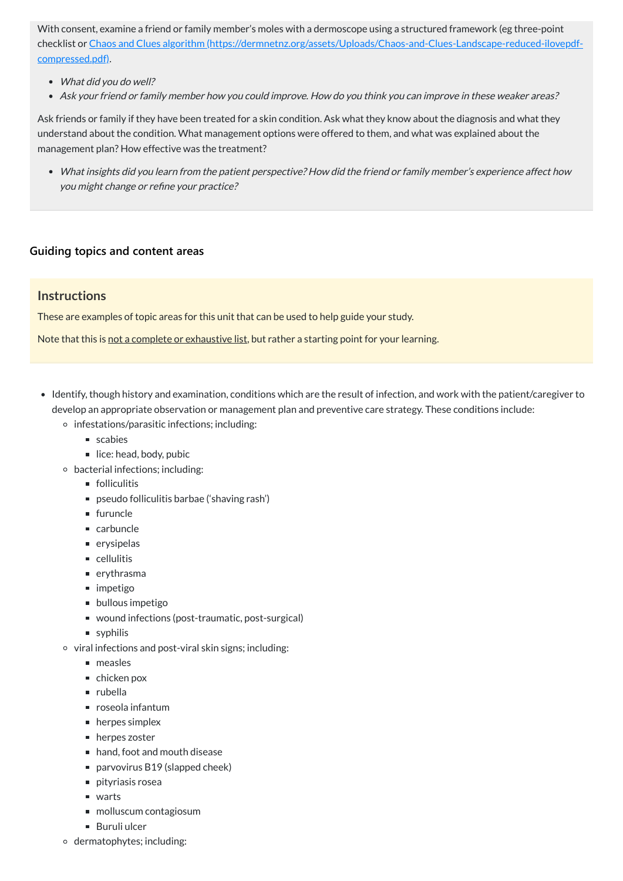With consent, examine a friend or family member's moles with a dermoscope using a structured framework (eg three-point checklist or [Chaos and Clues algorithm (https://dermnetnz.org/assets/Uploads/Chaos-and-Clues-Landscape-reduced-ilovepdf-compressed.pdf)](https://dermnetnz.org/assets/Uploads/Chaos-and-Clues-Landscape-reduced-ilovepdf-compressed.pdf).

- *What did you do well?*
- *Ask your friend or family member how you could improve. How do you think you can improve in these weaker areas?*

Ask friends or family if they have been treated for a skin condition. Ask what they know about the diagnosis and what they understand about the condition. What management options were offered to them, and what was explained about the management plan? How effective was the treatment?

- *What insights did you learn from the patient perspective? How did the friend or family member's experience affect how you might change or refine your practice?*

### Guiding topics and content areas

## Instructions

These are examples of topic areas for this unit that can be used to help guide your study.

Note that this is not a complete or exhaustive list, but rather a starting point for your learning.

- Identify, though history and examination, conditions which are the result of infection, and work with the patient/caregiver to develop an appropriate observation or management plan and preventive care strategy. These conditions include:
  - infestations/parasitic infections; including:
    - scabies
    - lice: head, body, pubic
  - bacterial infections; including:
    - folliculitis
    - pseudo folliculitis barbae ('shaving rash')
    - furuncle
    - carbuncle
    - erysipelas
    - cellulitis
    - erythrasma
    - impetigo
    - bullous impetigo
    - wound infections (post-traumatic, post-surgical)
    - syphilis
  - viral infections and post-viral skin signs; including:
    - measles
    - chicken pox
    - rubella
    - roseola infantum
    - herpes simplex
    - herpes zoster
    - hand, foot and mouth disease
    - parvovirus B19 (slapped cheek)
    - pityriasis rosea
    - warts
    - molluscum contagiosum
    - Buruli ulcer
  - dermatophytes; including: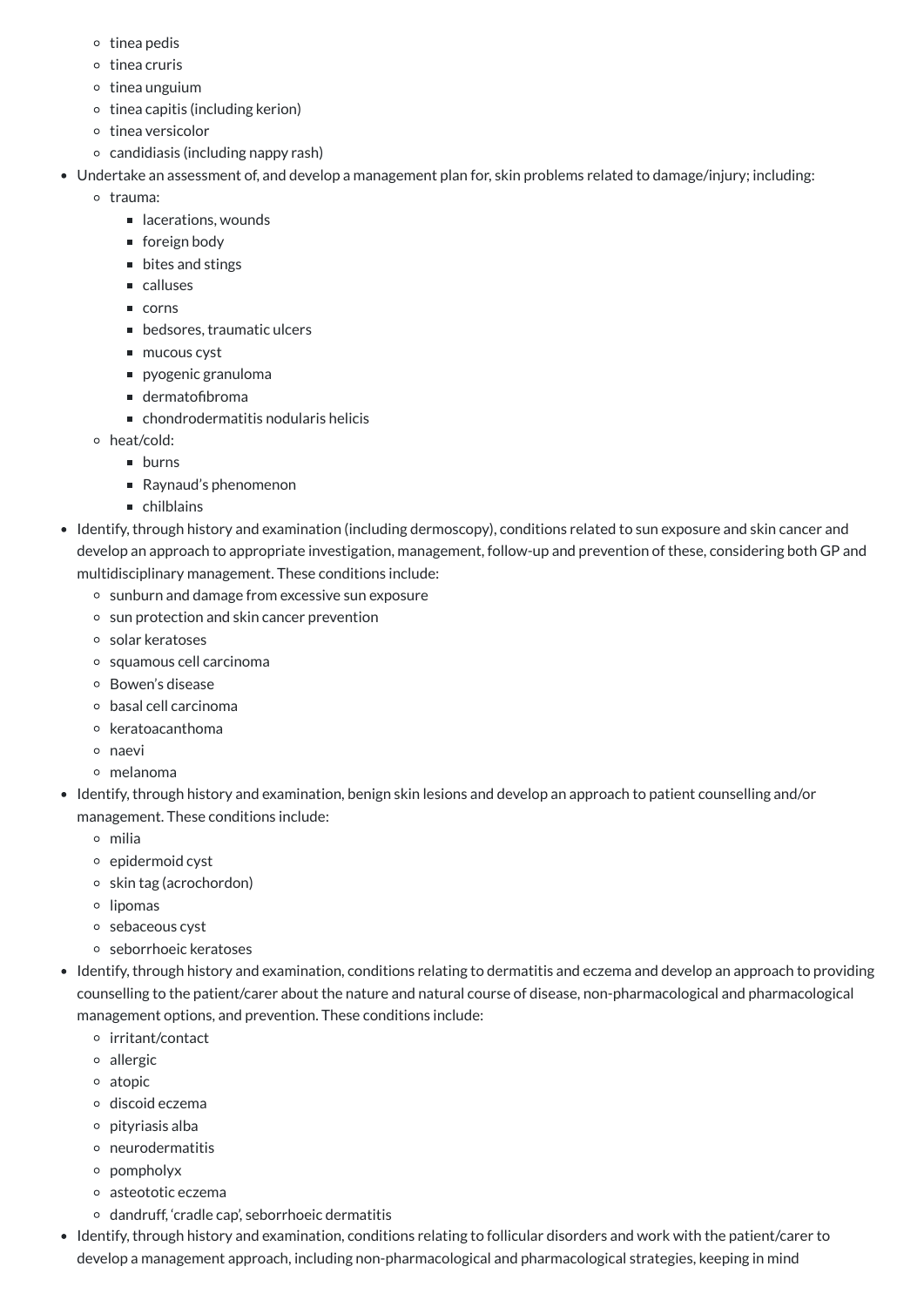- tinea pedis
  - tinea cruris
  - tinea unguium
  - tinea capitis (including kerion)
  - tinea versicolor
  - candidiasis (including nappy rash)
- Undertake an assessment of, and develop a management plan for, skin problems related to damage/injury; including:
  - trauma:
    - lacerations, wounds
    - foreign body
    - bites and stings
    - calluses
    - corns
    - bedsores, traumatic ulcers
    - mucous cyst
    - pyogenic granuloma
    - dermatofibroma
    - chondrodermatitis nodularis helicis
  - heat/cold:
    - burns
    - Raynaud's phenomenon
    - chilblains
- Identify, through history and examination (including dermoscopy), conditions related to sun exposure and skin cancer and develop an approach to appropriate investigation, management, follow-up and prevention of these, considering both GP and multidisciplinary management. These conditions include:
  - sunburn and damage from excessive sun exposure
  - sun protection and skin cancer prevention
  - solar keratoses
  - squamous cell carcinoma
  - Bowen's disease
  - basal cell carcinoma
  - keratoacanthoma
  - naevi
  - melanoma
- Identify, through history and examination, benign skin lesions and develop an approach to patient counselling and/or management. These conditions include:
  - milia
  - epidermoid cyst
  - skin tag (acrochordon)
  - lipomas
  - sebaceous cyst
  - seborrhoeic keratoses
- Identify, through history and examination, conditions relating to dermatitis and eczema and develop an approach to providing counselling to the patient/carer about the nature and natural course of disease, non-pharmacological and pharmacological management options, and prevention. These conditions include:
  - irritant/contact
  - allergic
  - atopic
  - discoid eczema
  - pityriasis alba
  - neurodermatitis
  - pompholyx
  - asteototic eczema
  - dandruff, 'cradle cap', seborrhoeic dermatitis
- Identify, through history and examination, conditions relating to follicular disorders and work with the patient/carer to develop a management approach, including non-pharmacological and pharmacological strategies, keeping in mind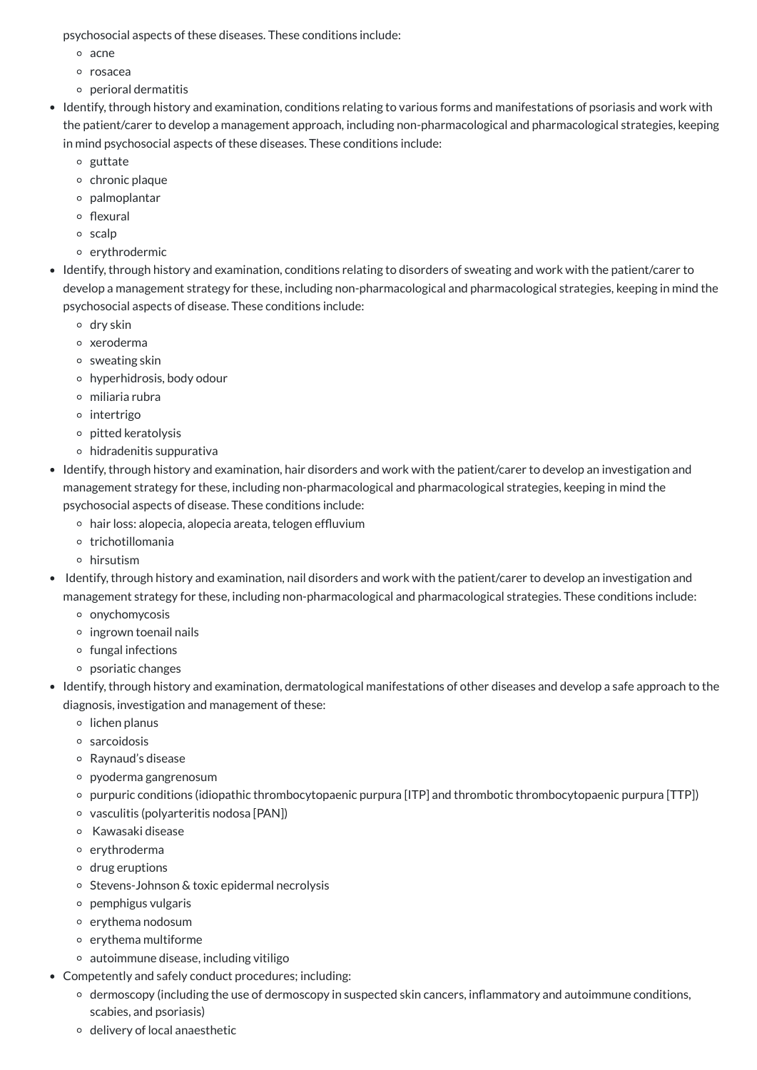psychosocial aspects of these diseases. These conditions include:
  - acne
  - rosacea
  - perioral dermatitis
- Identify, through history and examination, conditions relating to various forms and manifestations of psoriasis and work with the patient/carer to develop a management approach, including non-pharmacological and pharmacological strategies, keeping in mind psychosocial aspects of these diseases. These conditions include:
  - guttate
  - chronic plaque
  - palmoplantar
  - flexural
  - scalp
  - erythrodermic
- Identify, through history and examination, conditions relating to disorders of sweating and work with the patient/carer to develop a management strategy for these, including non-pharmacological and pharmacological strategies, keeping in mind the psychosocial aspects of disease. These conditions include:
  - dry skin
  - xeroderma
  - sweating skin
  - hyperhidrosis, body odour
  - miliaria rubra
  - intertrigo
  - pitted keratolysis
  - hidradenitis suppurativa
- Identify, through history and examination, hair disorders and work with the patient/carer to develop an investigation and management strategy for these, including non-pharmacological and pharmacological strategies, keeping in mind the psychosocial aspects of disease. These conditions include:
  - hair loss: alopecia, alopecia areata, telogen effluvium
  - trichotillomania
  - hirsutism
- Identify, through history and examination, nail disorders and work with the patient/carer to develop an investigation and management strategy for these, including non-pharmacological and pharmacological strategies. These conditions include:
  - onychomycosis
  - ingrown toenail nails
  - fungal infections
  - psoriatic changes
- Identify, through history and examination, dermatological manifestations of other diseases and develop a safe approach to the diagnosis, investigation and management of these:
  - lichen planus
  - sarcoidosis
  - Raynaud's disease
  - pyoderma gangrenosum
  - purpuric conditions (idiopathic thrombocytopaenic purpura [ITP] and thrombotic thrombocytopaenic purpura [TTP])
  - vasculitis (polyarteritis nodosa [PAN])
  - Kawasaki disease
  - erythroderma
  - drug eruptions
  - Stevens-Johnson & toxic epidermal necrolysis
  - pemphigus vulgaris
  - erythema nodosum
  - erythema multiforme
  - autoimmune disease, including vitiligo
- Competently and safely conduct procedures; including:
  - dermoscopy (including the use of dermoscopy in suspected skin cancers, inflammatory and autoimmune conditions, scabies, and psoriasis)
  - delivery of local anaesthetic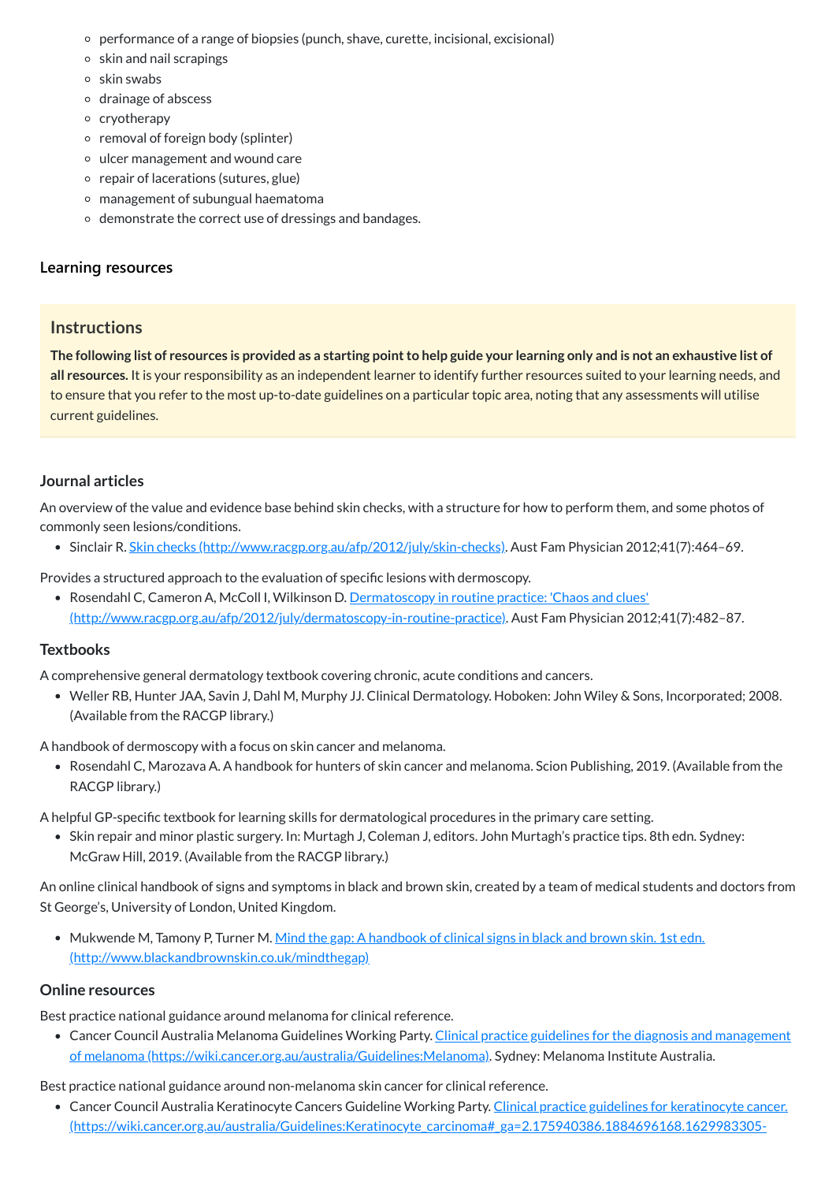- performance of a range of biopsies (punch, shave, curette, incisional, excisional)
- skin and nail scrapings
- skin swabs
- drainage of abscess
- cryotherapy
- removal of foreign body (splinter)
- ulcer management and wound care
- repair of lacerations (sutures, glue)
- management of subungual haematoma
- demonstrate the correct use of dressings and bandages.

### Learning resources

#### Instructions

**The following list of resources is provided as a starting point to help guide your learning only and is not an exhaustive list of all resources.** It is your responsibility as an independent learner to identify further resources suited to your learning needs, and to ensure that you refer to the most up-to-date guidelines on a particular topic area, noting that any assessments will utilise current guidelines.

#### Journal articles

An overview of the value and evidence base behind skin checks, with a structure for how to perform them, and some photos of commonly seen lesions/conditions.

- Sinclair R. [Skin checks (http://www.racgp.org.au/afp/2012/july/skin-checks)](http://www.racgp.org.au/afp/2012/july/skin-checks). Aust Fam Physician 2012;41(7):464–69.

Provides a structured approach to the evaluation of specific lesions with dermoscopy.

- Rosendahl C, Cameron A, McColl I, Wilkinson D. [Dermatoscopy in routine practice: 'Chaos and clues' (http://www.racgp.org.au/afp/2012/july/dermatoscopy-in-routine-practice)](http://www.racgp.org.au/afp/2012/july/dermatoscopy-in-routine-practice). Aust Fam Physician 2012;41(7):482–87.

#### Textbooks

A comprehensive general dermatology textbook covering chronic, acute conditions and cancers.

- Weller RB, Hunter JAA, Savin J, Dahl M, Murphy JJ. Clinical Dermatology. Hoboken: John Wiley & Sons, Incorporated; 2008. (Available from the RACGP library.)

A handbook of dermoscopy with a focus on skin cancer and melanoma.

- Rosendahl C, Marozava A. A handbook for hunters of skin cancer and melanoma. Scion Publishing, 2019. (Available from the RACGP library.)

A helpful GP-specific textbook for learning skills for dermatological procedures in the primary care setting.

- Skin repair and minor plastic surgery. In: Murtagh J, Coleman J, editors. John Murtagh's practice tips. 8th edn. Sydney: McGraw Hill, 2019. (Available from the RACGP library.)

An online clinical handbook of signs and symptoms in black and brown skin, created by a team of medical students and doctors from St George's, University of London, United Kingdom.

- Mukwende M, Tamony P, Turner M. [Mind the gap: A handbook of clinical signs in black and brown skin. 1st edn. (http://www.blackandbrownskin.co.uk/mindthegap)](http://www.blackandbrownskin.co.uk/mindthegap)

#### Online resources

Best practice national guidance around melanoma for clinical reference.

- Cancer Council Australia Melanoma Guidelines Working Party. [Clinical practice guidelines for the diagnosis and management of melanoma (https://wiki.cancer.org.au/australia/Guidelines:Melanoma)](https://wiki.cancer.org.au/australia/Guidelines:Melanoma). Sydney: Melanoma Institute Australia.

Best practice national guidance around non-melanoma skin cancer for clinical reference.

- Cancer Council Australia Keratinocyte Cancers Guideline Working Party. Clinical practice guidelines for keratinocyte cancer. (https://wiki.cancer.org.au/australia/Guidelines:Keratinocyte_carcinoma#_ga=2.175940386.1884696168.1629983305-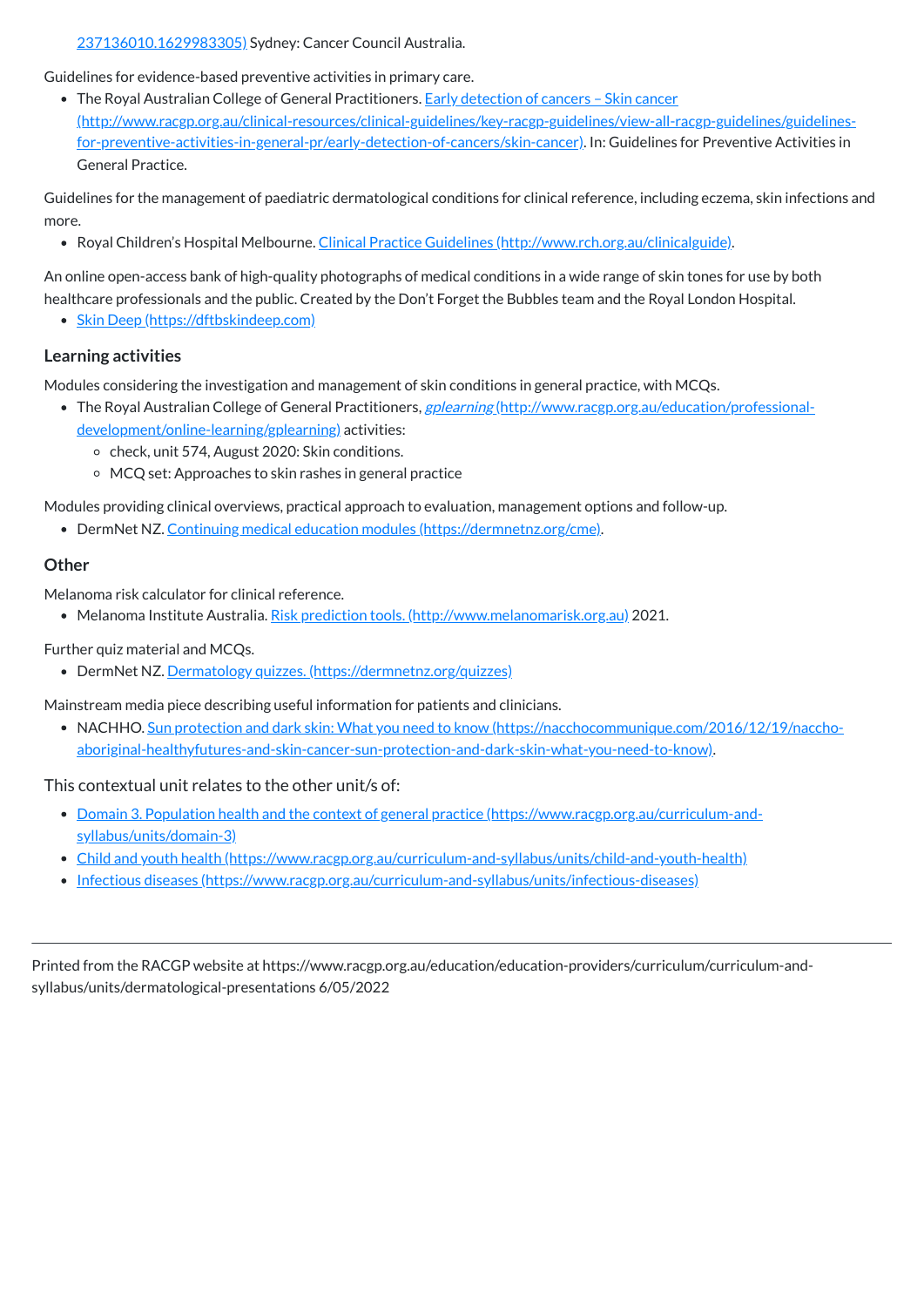237136010.1629983305) Sydney: Cancer Council Australia.

Guidelines for evidence-based preventive activities in primary care.

- The Royal Australian College of General Practitioners. Early detection of cancers – Skin cancer (http://www.racgp.org.au/clinical-resources/clinical-guidelines/key-racgp-guidelines/view-all-racgp-guidelines/guidelines-for-preventive-activities-in-general-pr/early-detection-of-cancers/skin-cancer). In: Guidelines for Preventive Activities in General Practice.

Guidelines for the management of paediatric dermatological conditions for clinical reference, including eczema, skin infections and more.

- Royal Children's Hospital Melbourne. Clinical Practice Guidelines (http://www.rch.org.au/clinicalguide).

An online open-access bank of high-quality photographs of medical conditions in a wide range of skin tones for use by both healthcare professionals and the public. Created by the Don't Forget the Bubbles team and the Royal London Hospital.

- Skin Deep (https://dftbskindeep.com)

### Learning activities

Modules considering the investigation and management of skin conditions in general practice, with MCQs.

- The Royal Australian College of General Practitioners, *gplearning* (http://www.racgp.org.au/education/professional-development/online-learning/gplearning) activities:
  - check, unit 574, August 2020: Skin conditions.
  - MCQ set: Approaches to skin rashes in general practice

Modules providing clinical overviews, practical approach to evaluation, management options and follow-up.

- DermNet NZ. Continuing medical education modules (https://dermnetnz.org/cme).

### Other

Melanoma risk calculator for clinical reference.

- Melanoma Institute Australia. Risk prediction tools. (http://www.melanomarisk.org.au) 2021.

Further quiz material and MCQs.

- DermNet NZ. Dermatology quizzes. (https://dermnetnz.org/quizzes)

Mainstream media piece describing useful information for patients and clinicians.

- NACCHO. Sun protection and dark skin: What you need to know (https://nacchocommunique.com/2016/12/19/naccho-aboriginal-healthyfutures-and-skin-cancer-sun-protection-and-dark-skin-what-you-need-to-know).

This contextual unit relates to the other unit/s of:

- Domain 3. Population health and the context of general practice (https://www.racgp.org.au/curriculum-and-syllabus/units/domain-3)
- Child and youth health (https://www.racgp.org.au/curriculum-and-syllabus/units/child-and-youth-health)
- Infectious diseases (https://www.racgp.org.au/curriculum-and-syllabus/units/infectious-diseases)

---

Printed from the RACGP website at https://www.racgp.org.au/education/education-providers/curriculum/curriculum-and-syllabus/units/dermatological-presentations 6/05/2022